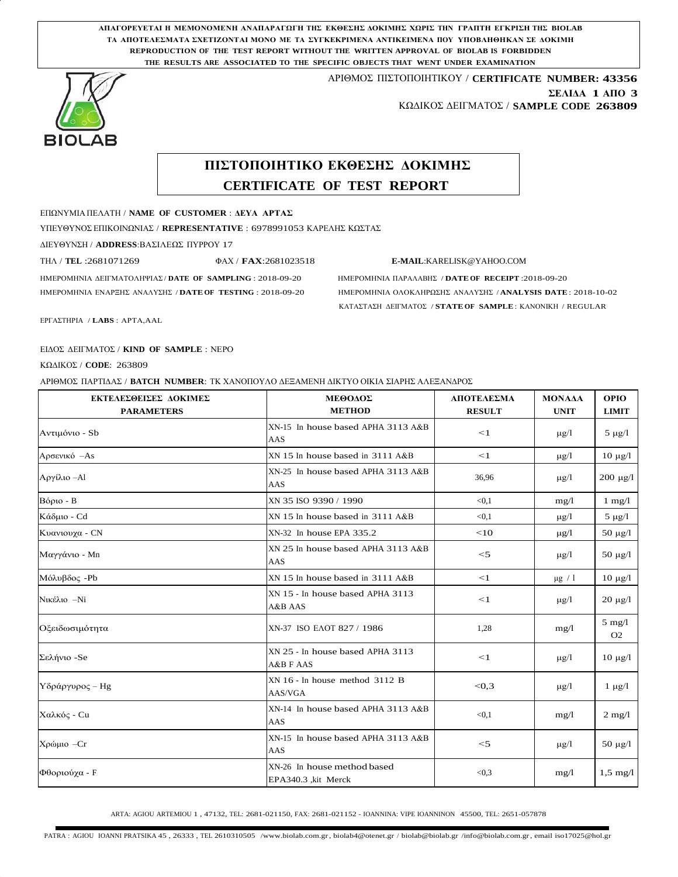**ΑΠΑΓΟΡΕΥΕΤΑΙ Η ΜΕΜΟΝΟΜΕΝΗ ΑΝΑΠΑΡΑΓΩΓΗ ΤΗΣ ΕΚΘΕΣΗΣ ΔΟΚΙΜΗΣ ΧΩΡΙΣ ΤΗΝ ΓΡΑΠΤΗ ΕΓΚΡΙΣΗ ΤΗΣ BIOLAB**
**ΤΑ ΑΠΟΤΕΛΕΣΜΑΤΑ ΣΧΕΤΙΖΟΝΤΑΙ ΜΟΝΟ ΜΕ ΤΑ ΣΥΓΚΕΚΡΙΜΕΝΑ ΑΝΤΙΚΕΙΜΕΝΑ ΠΟΥ ΥΠΟΒΛΗΘΗΚΑΝ ΣΕ ΔΟΚΙΜΗ**
**REPRODUCTION OF THE TEST REPORT WITHOUT THE WRITTEN APPROVAL OF BIOLAB IS FORBIDDEN**
**THE RESULTS ARE ASSOCIATED TO THE SPECIFIC OBJECTS THAT WENT UNDER EXAMINATION**

BIOLAB

ΑΡΙΘΜΟΣ ΠΙΣΤΟΠΟΙΗΤΙΚΟΥ / **CERTIFICATE NUMBER: 43356**
**ΣΕΛΙΔΑ 1 ΑΠΟ 3**
ΚΩΔΙΚΟΣ ΔΕΙΓΜΑΤΟΣ / **SAMPLE CODE 263809**

# ΠΙΣΤΟΠΟΙΗΤΙΚΟ ΕΚΘΕΣΗΣ ΔΟΚΙΜΗΣ
# CERTIFICATE OF TEST REPORT

ΕΠΩΝΥΜΙΑ ΠΕΛΑΤΗ / **NAME OF CUSTOMER** : **ΔΕΥΑ ΑΡΤΑΣ**

ΥΠΕΥΘΥΝΟΣ ΕΠΙΚΟΙΝΩΝΙΑΣ / **REPRESENTATIVE** : 6978991053 ΚΑΡΕΛΗΣ ΚΩΣΤΑΣ

ΔΙΕΥΘΥΝΣΗ / **ADDRESS**:ΒΑΣΙΛΕΩΣ ΠΥΡΡΟΥ 17

ΤΗΛ / **TEL** :2681071269 ΦΑΧ / **FAX**:2681023518 **E-MAIL**:KARELISK@YAHOO.COM

ΗΜΕΡΟΜΗΝΙΑ ΔΕΙΓΜΑΤΟΛΗΨΙΑΣ / **DATE OF SAMPLING** : 2018-09-20 ΗΜΕΡΟΜΗΝΙΑ ΠΑΡΑΛΑΒΗΣ / **DATE OF RECEIPT** :2018-09-20

ΗΜΕΡΟΜΗΝΙΑ ΕΝΑΡΞΗΣ ΑΝΑΛΥΣΗΣ / **DATE OF TESTING** : 2018-09-20 ΗΜΕΡΟΜΗΝΙΑ ΟΛΟΚΛΗΡΩΣΗΣ ΑΝΑΛΥΣΗΣ / **ANALYSIS DATE** : 2018-10-02

ΚΑΤΑΣΤΑΣΗ ΔΕΙΓΜΑΤΟΣ / **STATE OF SAMPLE** : ΚΑΝΟΝΙΚΗ / REGULAR

ΕΡΓΑΣΤΗΡΙΑ / **LABS** : ΑΡΤΑ,AAL

ΕΙΔΟΣ ΔΕΙΓΜΑΤΟΣ / **KIND OF SAMPLE** : ΝΕΡΟ

ΚΩΔΙΚΟΣ / **CODE**: 263809

ΑΡΙΘΜΟΣ ΠΑΡΤΙΔΑΣ / **BATCH NUMBER**: ΤΚ ΧΑΝΟΠΟΥΛΟ ΔΕΞΑΜΕΝΗ ΔΙΚΤΥΟ ΟΙΚΙΑ ΣΙΑΡΗΣ ΑΛΕΞΑΝΔΡΟΣ

| ΕΚΤΕΛΕΣΘΕΙΣΕΣ ΔΟΚΙΜΕΣ PARAMETERS | ΜΕΘΟΔΟΣ METHOD | ΑΠΟΤΕΛΕΣΜΑ RESULT | ΜΟΝΑΔΑ UNIT | ΟΡΙΟ LIMIT |
|---|---|---|---|---|
| Αντιμόνιο - Sb | XN-15 In house based APHA 3113 A&B AAS | <1 | μg/l | 5 μg/l |
| Αρσενικό –As | XN 15 In house based in 3111 A&B | <1 | μg/l | 10 μg/l |
| Αργίλιο –Al | XN-25 In house based APHA 3113 A&B AAS | 36,96 | μg/l | 200 μg/l |
| Βόριο - B | XN 35 ISO 9390 / 1990 | <0,1 | mg/l | 1 mg/l |
| Κάδμιο - Cd | XN 15 In house based in 3111 A&B | <0,1 | μg/l | 5 μg/l |
| Κυανιουχα - CN | XN-32 In house EPA 335.2 | <10 | μg/l | 50 μg/l |
| Μαγγάνιο - Mn | XN 25 In house based APHA 3113 A&B AAS | <5 | μg/l | 50 μg/l |
| Μόλυβδος -Pb | XN 15 In house based in 3111 A&B | <1 | μg / l | 10 μg/l |
| Νικέλιο –Ni | XN 15 - In house based APHA 3113 A&B AAS | <1 | μg/l | 20 μg/l |
| Οξειδωσιμότητα | XN-37 ISO ΕΛΟΤ 827 / 1986 | 1,28 | mg/l | 5 mg/l O2 |
| Σελήνιο -Se | XN 25 - In house based APHA 3113 A&B F AAS | <1 | μg/l | 10 μg/l |
| Υδράργυρος – Hg | XN 16 - In house method 3112 B AAS/VGA | <0,3 | μg/l | 1 μg/l |
| Χαλκός - Cu | XN-14 In house based APHA 3113 A&B AAS | <0,1 | mg/l | 2 mg/l |
| Χρώμιο –Cr | XN-15 In house based APHA 3113 A&B AAS | <5 | μg/l | 50 μg/l |
| Φθοριούχα - F | XN-26 In house method based EPA340.3 ,kit Merck | <0,3 | mg/l | 1,5 mg/l |

ARTA: AGIOU ARTEMIOU 1 , 47132, TEL: 2681-021150, FAX: 2681-021152 - IOANNINA: VIPE IOANNINON 45500, TEL: 2651-057878

PATRA : AGIOU IOANNI PRATSIKA 45 , 26333 , TEL 2610310505 /www.biolab.com.gr, biolab4@otenet.gr / biolab@biolab.gr /info@biolab.com.gr, email iso17025@hol.gr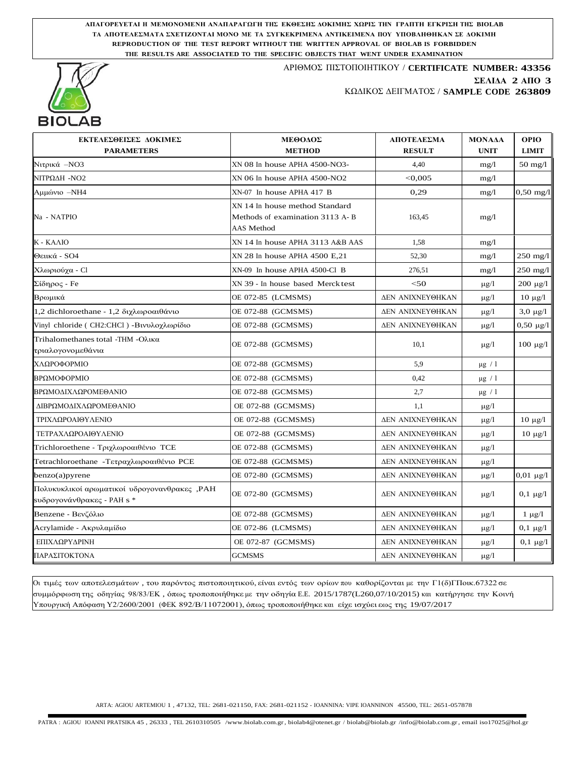**ΑΠΑΓΟΡΕΥΕΤΑΙ Η ΜΕΜΟΝΟΜΕΝΗ ΑΝΑΠΑΡΑΓΩΓΗ ΤΗΣ ΕΚΘΕΣΗΣ ΔΟΚΙΜΗΣ ΧΩΡΙΣ ΤΗΝ ΓΡΑΠΤΗ ΕΓΚΡΙΣΗ ΤΗΣ BIOLAB**
**ΤΑ ΑΠΟΤΕΛΕΣΜΑΤΑ ΣΧΕΤΙΖΟΝΤΑΙ ΜΟΝΟ ΜΕ ΤΑ ΣΥΓΚΕΚΡΙΜΕΝΑ ΑΝΤΙΚΕΙΜΕΝΑ ΠΟΥ ΥΠΟΒΛΗΘΗΚΑΝ ΣΕ ΔΟΚΙΜΗ**
**REPRODUCTION OF THE TEST REPORT WITHOUT THE WRITTEN APPROVAL OF BIOLAB IS FORBIDDEN**
**THE RESULTS ARE ASSOCIATED TO THE SPECIFIC OBJECTS THAT WENT UNDER EXAMINATION**

BIOLAB

ΑΡΙΘΜΟΣ ΠΙΣΤΟΠΟΙΗΤΙΚΟΥ / **CERTIFICATE NUMBER: 43356**

**ΣΕΛΙΔΑ 2 ΑΠΟ 3**

ΚΩΔΙΚΟΣ ΔΕΙΓΜΑΤΟΣ / **SAMPLE CODE 263809**

| **ΕΚΤΕΛΕΣΘΕΙΣΕΣ ΔΟΚΙΜΕΣ PARAMETERS** | **ΜΕΘΟΔΟΣ METHOD** | **ΑΠΟΤΕΛΕΣΜΑ RESULT** | **ΜΟΝΑΔΑ UNIT** | **ΟΡΙΟ LIMIT** |
|---|---|---|---|---|
| Νιτρικά –NO3 | XN 08 In house APHA 4500-NO3- | 4,40 | mg/l | 50 mg/l |
| ΝΙΤΡΩΔΗ -NO2 | XN 06 In house APHA 4500-NO2 | <0,005 | mg/l | |
| Αμμώνιο –NH4 | XN-07 In house APHA 417 B | 0,29 | mg/l | 0,50 mg/l |
| Na - ΝΑΤΡΙΟ | XN 14 In house method Standard Methods of examination 3113 A- B AAS Method | 163,45 | mg/l | |
| K - ΚΑΛΙΟ | XN 14 In house APHA 3113 A&B AAS | 1,58 | mg/l | |
| Θειικά - SO4 | XN 28 In house APHA 4500 E,21 | 52,30 | mg/l | 250 mg/l |
| Χλωριούχα - Cl | XN-09 In house APHA 4500-Cl B | 276,51 | mg/l | 250 mg/l |
| Σίδηρος - Fe | XN 39 - In house based Merck test | <50 | μg/l | 200 μg/l |
| Βρωμικά | ΟΕ 072-85 (LCMSMS) | ΔΕΝ ΑΝΙΧΝΕΥΘΗΚΑΝ | μg/l | 10 μg/l |
| 1,2 dichloroethane - 1,2 διχλωροαιθάνιο | ΟΕ 072-88 (GCMSMS) | ΔΕΝ ΑΝΙΧΝΕΥΘΗΚΑΝ | μg/l | 3,0 μg/l |
| Vinyl chloride ( CH2:CHCl ) -Βινυλοχλωρίδιο | ΟΕ 072-88 (GCMSMS) | ΔΕΝ ΑΝΙΧΝΕΥΘΗΚΑΝ | μg/l | 0,50 μg/l |
| Trihalomethanes total -THM -Ολικα τριαλογονομεθάνια | ΟΕ 072-88 (GCMSMS) | 10,1 | μg/l | 100 μg/l |
| ΧΛΩΡΟΦΟΡΜΙΟ | ΟΕ 072-88 (GCMSMS) | 5,9 | μg / l | |
| ΒΡΩΜΟΦΟΡΜΙΟ | ΟΕ 072-88 (GCMSMS) | 0,42 | μg / l | |
| ΒΡΩΜΟΔΙΧΛΩΡΟΜΕΘΑΝΙΟ | ΟΕ 072-88 (GCMSMS) | 2,7 | μg / l | |
| ΔΙΒΡΩΜΟΔΙΧΛΩΡΟΜΕΘΑΝΙΟ | ΟΕ 072-88 (GCMSMS) | 1,1 | μg/l | |
| ΤΡΙΧΛΩΡΟΑΙΘΥΛΕΝΙΟ | ΟΕ 072-88 (GCMSMS) | ΔΕΝ ΑΝΙΧΝΕΥΘΗΚΑΝ | μg/l | 10 μg/l |
| ΤΕΤΡΑΧΛΩΡΟΑΙΘΥΛΕΝΙΟ | ΟΕ 072-88 (GCMSMS) | ΔΕΝ ΑΝΙΧΝΕΥΘΗΚΑΝ | μg/l | 10 μg/l |
| Trichloroethene - Τριχλωροαιθένιο TCE | ΟΕ 072-88 (GCMSMS) | ΔΕΝ ΑΝΙΧΝΕΥΘΗΚΑΝ | μg/l | |
| Tetrachloroethane -Τετραχλωροαιθένιο PCE | ΟΕ 072-88 (GCMSMS) | ΔΕΝ ΑΝΙΧΝΕΥΘΗΚΑΝ | μg/l | |
| benzo(a)pyrene | ΟΕ 072-80 (GCMSMS) | ΔΕΝ ΑΝΙΧΝΕΥΘΗΚΑΝ | μg/l | 0,01 μg/l |
| Πολυκυκλικοί αρωματικοί υδρογονανθρακες ,PAH sυδρογονάνθρακες - PAH s * | ΟΕ 072-80 (GCMSMS) | ΔΕΝ ΑΝΙΧΝΕΥΘΗΚΑΝ | μg/l | 0,1 μg/l |
| Benzene - Βενζόλιο | ΟΕ 072-88 (GCMSMS) | ΔΕΝ ΑΝΙΧΝΕΥΘΗΚΑΝ | μg/l | 1 μg/l |
| Acrylamide - Ακρυλαμίδιο | ΟΕ 072-86 (LCMSMS) | ΔΕΝ ΑΝΙΧΝΕΥΘΗΚΑΝ | μg/l | 0,1 μg/l |
| ΕΠΙΧΛΩΡΥΔΡΙΝΗ | ΟΕ 072-87 (GCMSMS) | ΔΕΝ ΑΝΙΧΝΕΥΘΗΚΑΝ | μg/l | 0,1 μg/l |
| ΠΑΡΑΣΙΤΟΚΤΟΝΑ | GCMSMS | ΔΕΝ ΑΝΙΧΝΕΥΘΗΚΑΝ | μg/l | |

Οι τιμές των αποτελεσμάτων , του παρόντος πιστοποιητικού, είναι εντός των ορίων που καθορίζονται με την Γ1(δ)ΓΠοικ.67322 σε συμμόρφωση της οδηγίας 98/83/ΕΚ , όπως τροποποιήθηκε με την οδηγία Ε.Ε. 2015/1787(L260,07/10/2015) και κατήργησε την Κοινή Υπουργική Απόφαση Υ2/2600/2001 (ΦΕΚ 892/Β/11072001), όπως τροποποιήθηκε και είχε ισχύει εως της 19/07/2017

ARTA: AGIOU ARTEMIOU 1 , 47132, TEL: 2681-021150, FAX: 2681-021152 - IOANNINA: VIPE IOANNINON 45500, TEL: 2651-057878

PATRA : AGIOU IOANNI PRATSIKA 45 , 26333 , TEL 2610310505 /www.biolab.com.gr, biolab4@otenet.gr / biolab@biolab.gr /info@biolab.com.gr, email iso17025@hol.gr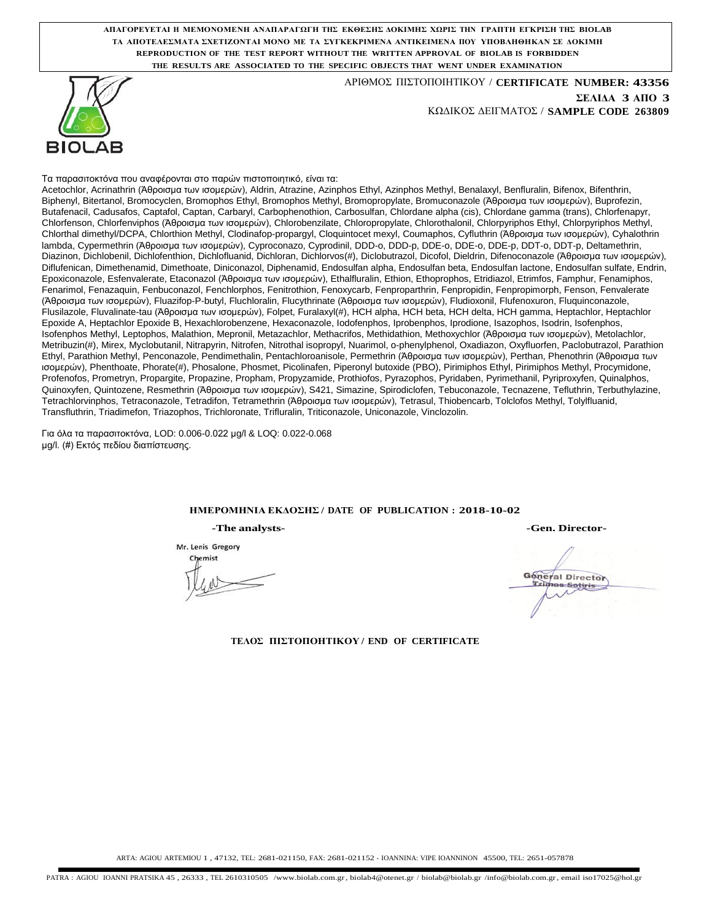ΑΠΑΓΟΡΕΥΕΤΑΙ Η ΜΕΜΟΝΟΜΕΝΗ ΑΝΑΠΑΡΑΓΩΓΗ ΤΗΣ ΕΚΘΕΣΗΣ ΔΟΚΙΜΗΣ ΧΩΡΙΣ ΤΗΝ ΓΡΑΠΤΗ ΕΓΚΡΙΣΗ ΤΗΣ BIOLAB
ΤΑ ΑΠΟΤΕΛΕΣΜΑΤΑ ΣΧΕΤΙΖΟΝΤΑΙ ΜΟΝΟ ΜΕ ΤΑ ΣΥΓΚΕΚΡΙΜΕΝΑ ΑΝΤΙΚΕΙΜΕΝΑ ΠΟΥ ΥΠΟΒΛΗΘΗΚΑΝ ΣΕ ΔΟΚΙΜΗ
REPRODUCTION OF THE TEST REPORT WITHOUT THE WRITTEN APPROVAL OF BIOLAB IS FORBIDDEN
THE RESULTS ARE ASSOCIATED TO THE SPECIFIC OBJECTS THAT WENT UNDER EXAMINATION

BIOLAB

ΑΡΙΘΜΟΣ ΠΙΣΤΟΠΟΙΗΤΙΚΟΥ / **CERTIFICATE NUMBER: 43356**

**ΣΕΛΙΔΑ 3 ΑΠΟ 3**

ΚΩΔΙΚΟΣ ΔΕΙΓΜΑΤΟΣ / **SAMPLE CODE 263809**

Τα παρασιτοκτόνα που αναφέρονται στο παρών πιστοποιητικό, είναι τα:
Acetochlor, Acrinathrin (Άθροισμα των ισομερών), Aldrin, Atrazine, Azinphos Ethyl, Azinphos Methyl, Benalaxyl, Benfluralin, Bifenox, Bifenthrin, Biphenyl, Bitertanol, Bromocyclen, Bromophos Ethyl, Bromophos Methyl, Bromopropylate, Bromuconazole (Άθροισμα των ισομερών), Buprofezin, Butafenacil, Cadusafos, Captafol, Captan, Carbaryl, Carbophenothion, Carbosulfan, Chlordane alpha (cis), Chlordane gamma (trans), Chlorfenapyr, Chlorfenson, Chlorfenviphos (Άθροισμα των ισομερών), Chlorobenzilate, Chloropropylate, Chlorothalonil, Chlorpyriphos Ethyl, Chlorpyriphos Methyl, Chlorthal dimethyl/DCPA, Chlorthion Methyl, Clodinafop-propargyl, Cloquintocet mexyl, Coumaphos, Cyfluthrin (Άθροισμα των ισομερών), Cyhalothrin lambda, Cypermethrin (Άθροισμα των ισομερών), Cyproconazo, Cyprodinil, DDD-o, DDD-p, DDE-o, DDE-o, DDE-p, DDT-o, DDT-p, Deltamethrin, Diazinon, Dichlobenil, Dichlofenthion, Dichlofluanid, Dichloran, Dichlorvos(#), Diclobutrazol, Dicofol, Dieldrin, Difenoconazole (Άθροισμα των ισομερών), Diflufenican, Dimethenamid, Dimethoate, Diniconazol, Diphenamid, Endosulfan alpha, Endosulfan beta, Endosulfan lactone, Endosulfan sulfate, Endrin, Epoxiconazole, Esfenvalerate, Etaconazol (Άθροισμα των ισομερών), Ethalfluralin, Ethion, Ethoprophos, Etridiazol, Etrimfos, Famphur, Fenamiphos, Fenarimol, Fenazaquin, Fenbuconazol, Fenchlorphos, Fenitrothion, Fenoxycarb, Fenproparthrin, Fenpropidin, Fenpropimorph, Fenson, Fenvalerate (Άθροισμα των ισομερών), Fluazifop-P-butyl, Fluchloralin, Flucythrinate (Άθροισμα των ισομερών), Fludioxonil, Flufenoxuron, Fluquinconazole, Flusilazole, Fluvalinate-tau (Άθροισμα των ισομερών), Folpet, Furalaxyl(#), HCH alpha, HCH beta, HCH delta, HCH gamma, Heptachlor, Heptachlor Epoxide A, Heptachlor Epoxide B, Hexachlorobenzene, Hexaconazole, Iodofenphos, Iprobenphos, Iprodione, Isazophos, Isodrin, Isofenphos, Isofenphos Methyl, Leptophos, Malathion, Mepronil, Metazachlor, Methacrifos, Methidathion, Methoxychlor (Άθροισμα των ισομερών), Metolachlor, Metribuzin(#), Mirex, Myclobutanil, Nitrapyrin, Nitrofen, Nitrothal isopropyl, Nuarimol, o-phenylphenol, Oxadiazon, Oxyfluorfen, Paclobutrazol, Parathion Ethyl, Parathion Methyl, Penconazole, Pendimethalin, Pentachloroanisole, Permethrin (Άθροισμα των ισομερών), Perthan, Phenothrin (Άθροισμα των ισομερών), Phenthoate, Phorate(#), Phosalone, Phosmet, Picolinafen, Piperonyl butoxide (PBO), Pirimiphos Ethyl, Pirimiphos Methyl, Procymidone, Profenofos, Prometryn, Propargite, Propazine, Propham, Propyzamide, Prothiofos, Pyrazophos, Pyridaben, Pyrimethanil, Pyriproxyfen, Quinalphos, Quinoxyfen, Quintozene, Resmethrin (Άθροισμα των ισομερών), S421, Simazine, Spirodiclofen, Tebuconazole, Tecnazene, Tefluthrin, Terbuthylazine, Tetrachlorvinphos, Tetraconazole, Tetradifon, Tetramethrin (Άθροισμα των ισομερών), Tetrasul, Thiobencarb, Tolclofos Methyl, Tolylfluanid, Transfluthrin, Triadimefon, Triazophos, Trichloronate, Trifluralin, Triticonazole, Uniconazole, Vinclozolin.

Για όλα τα παρασιτοκτόνα, LOD: 0.006-0.022 μg/l & LOQ: 0.022-0.068 μg/l. (#) Εκτός πεδίου διαπίστευσης.

**ΗΜΕΡΟΜΗΝΙΑ ΕΚΔΟΣΗΣ / DATE OF PUBLICATION : 2018-10-02**

**-The analysts-**

Mr. Lenis Gregory
Chemist

**-Gen. Director-**

General Director
Tzimas Sotiris

**ΤΕΛΟΣ ΠΙΣΤΟΠΟΙΗΤΙΚΟΥ / END OF CERTIFICATE**

ARTA: AGIOU ARTEMIOU 1 , 47132, TEL: 2681-021150, FAX: 2681-021152 - IOANNINA: VIPE IOANNINON 45500, TEL: 2651-057878

PATRA : AGIOU IOANNI PRATSIKA 45 , 26333 , TEL 2610310505 /www.biolab.com.gr, biolab4@otenet.gr / biolab@biolab.gr /info@biolab.com.gr, email iso17025@hol.gr